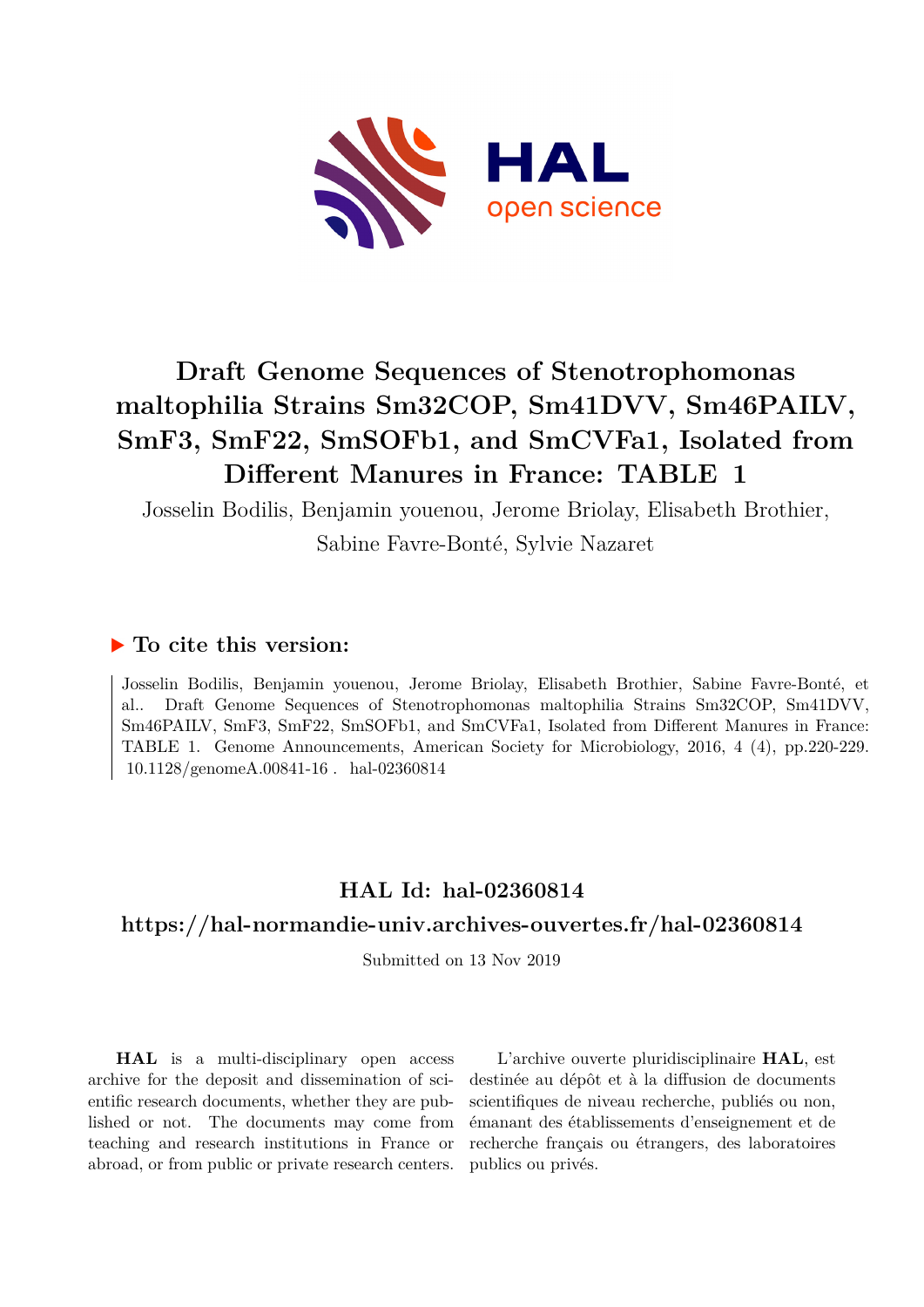# Draft Genome Sequences of Stenotrophomonas maltophilia Strains Sm32COP, Sm41DVV, Sm46PAILV, SmF3, SmF22, SmSOFb1, and SmCVFa1, Isolated from Different Manures in France: TABLE 1

Josselin Bodilis, Benjamin youenou, Jerome Briolay, Elisabeth Brothier, Sabine Favre-Bonté, Sylvie Nazaret

## ▶ To cite this version:

Josselin Bodilis, Benjamin youenou, Jerome Briolay, Elisabeth Brothier, Sabine Favre-Bonté, et al.. Draft Genome Sequences of Stenotrophomonas maltophilia Strains Sm32COP, Sm41DVV, Sm46PAILV, SmF3, SmF22, SmSOFb1, and SmCVFa1, Isolated from Different Manures in France: TABLE 1. Genome Announcements, American Society for Microbiology, 2016, 4 (4), pp.220-229. 10.1128/genomeA.00841-16 . hal-02360814

## HAL Id: hal-02360814

## https://hal-normandie-univ.archives-ouvertes.fr/hal-02360814

Submitted on 13 Nov 2019

**HAL** is a multi-disciplinary open access archive for the deposit and dissemination of scientific research documents, whether they are published or not. The documents may come from teaching and research institutions in France or abroad, or from public or private research centers.

L'archive ouverte pluridisciplinaire **HAL**, est destinée au dépôt et à la diffusion de documents scientifiques de niveau recherche, publiés ou non, émanant des établissements d'enseignement et de recherche français ou étrangers, des laboratoires publics ou privés.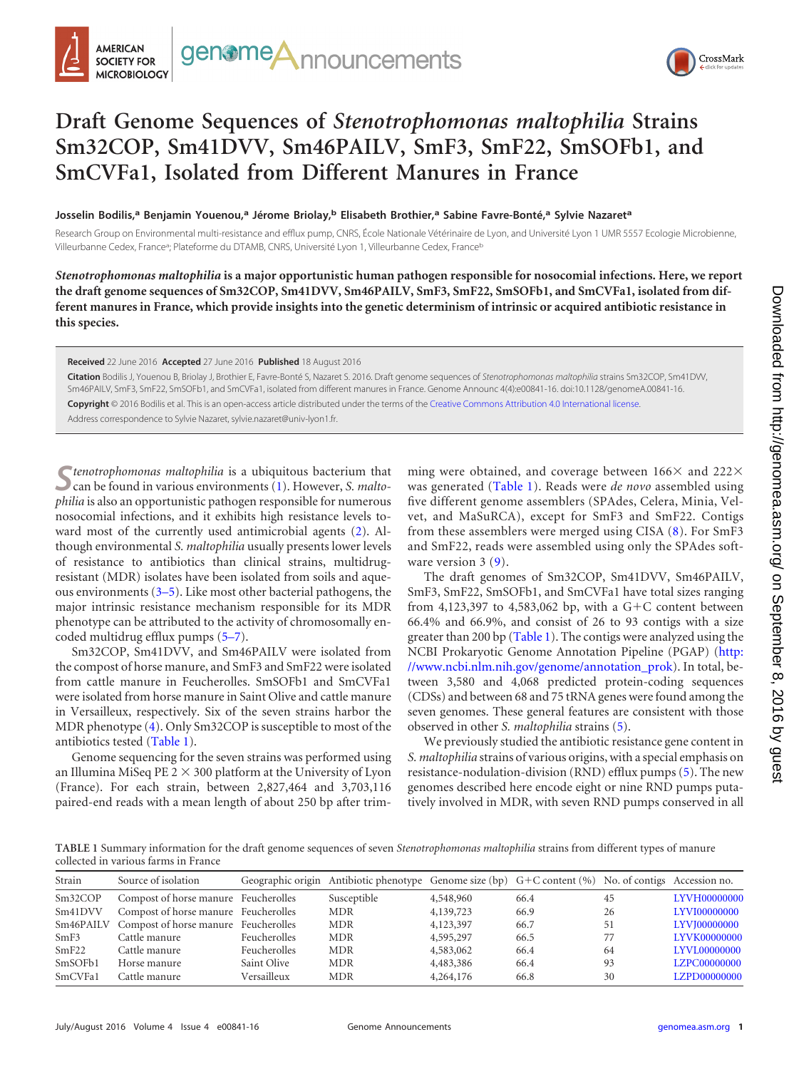# Draft Genome Sequences of *Stenotrophomonas maltophilia* Strains Sm32COP, Sm41DVV, Sm46PAILV, SmF3, SmF22, SmSOFb1, and SmCVFa1, Isolated from Different Manures in France

Josselin Bodilis,[a] Benjamin Youenou,[a] Jérome Briolay,[b] Elisabeth Brothier,[a] Sabine Favre-Bonté,[a] Sylvie Nazaret[a]

Research Group on Environmental multi-resistance and efflux pump, CNRS, École Nationale Vétérinaire de Lyon, and Université Lyon 1 UMR 5557 Ecologie Microbienne, Villeurbanne Cedex, France[a]; Plateforme du DTAMB, CNRS, Université Lyon 1, Villeurbanne Cedex, France[b]

***Stenotrophomonas maltophilia*** **is a major opportunistic human pathogen responsible for nosocomial infections. Here, we report the draft genome sequences of Sm32COP, Sm41DVV, Sm46PAILV, SmF3, SmF22, SmSOFb1, and SmCVFa1, isolated from different manures in France, which provide insights into the genetic determinism of intrinsic or acquired antibiotic resistance in this species.**

**Received** 22 June 2016 **Accepted** 27 June 2016 **Published** 18 August 2016

**Citation** Bodilis J, Youenou B, Briolay J, Brothier E, Favre-Bonté S, Nazaret S. 2016. Draft genome sequences of *Stenotrophomonas maltophilia* strains Sm32COP, Sm41DVV, Sm46PAILV, SmF3, SmF22, SmSOFb1, and SmCVFa1, isolated from different manures in France. Genome Announc 4(4):e00841-16. doi:10.1128/genomeA.00841-16.

**Copyright** © 2016 Bodilis et al. This is an open-access article distributed under the terms of the Creative Commons Attribution 4.0 International license.

Address correspondence to Sylvie Nazaret, sylvie.nazaret@univ-lyon1.fr.

*Stenotrophomonas maltophilia* is a ubiquitous bacterium that can be found in various environments (1). However, *S. maltophilia* is also an opportunistic pathogen responsible for numerous nosocomial infections, and it exhibits high resistance levels toward most of the currently used antimicrobial agents (2). Although environmental *S. maltophilia* usually presents lower levels of resistance to antibiotics than clinical strains, multidrug-resistant (MDR) isolates have been isolated from soils and aqueous environments (3–5). Like most other bacterial pathogens, the major intrinsic resistance mechanism responsible for its MDR phenotype can be attributed to the activity of chromosomally encoded multidrug efflux pumps (5–7).

Sm32COP, Sm41DVV, and Sm46PAILV were isolated from the compost of horse manure, and SmF3 and SmF22 were isolated from cattle manure in Feucherolles. SmSOFb1 and SmCVFa1 were isolated from horse manure in Saint Olive and cattle manure in Versailleux, respectively. Six of the seven strains harbor the MDR phenotype (4). Only Sm32COP is susceptible to most of the antibiotics tested (Table 1).

Genome sequencing for the seven strains was performed using an Illumina MiSeq PE 2 × 300 platform at the University of Lyon (France). For each strain, between 2,827,464 and 3,703,116 paired-end reads with a mean length of about 250 bp after trimming were obtained, and coverage between 166× and 222× was generated (Table 1). Reads were *de novo* assembled using five different genome assemblers (SPAdes, Celera, Minia, Velvet, and MaSuRCA), except for SmF3 and SmF22. Contigs from these assemblers were merged using CISA (8). For SmF3 and SmF22, reads were assembled using only the SPAdes software version 3 (9).

The draft genomes of Sm32COP, Sm41DVV, Sm46PAILV, SmF3, SmF22, SmSOFb1, and SmCVFa1 have total sizes ranging from 4,123,397 to 4,583,062 bp, with a G+C content between 66.4% and 66.9%, and consist of 26 to 93 contigs with a size greater than 200 bp (Table 1). The contigs were analyzed using the NCBI Prokaryotic Genome Annotation Pipeline (PGAP) (http://www.ncbi.nlm.nih.gov/genome/annotation_prok). In total, between 3,580 and 4,068 predicted protein-coding sequences (CDSs) and between 68 and 75 tRNA genes were found among the seven genomes. These general features are consistent with those observed in other *S. maltophilia* strains (5).

We previously studied the antibiotic resistance gene content in *S. maltophilia* strains of various origins, with a special emphasis on resistance-nodulation-division (RND) efflux pumps (5). The new genomes described here encode eight or nine RND pumps putatively involved in MDR, with seven RND pumps conserved in all

**TABLE 1** Summary information for the draft genome sequences of seven *Stenotrophomonas maltophilia* strains from different types of manure collected in various farms in France

| Strain | Source of isolation | Geographic origin | Antibiotic phenotype | Genome size (bp) | G+C content (%) | No. of contigs | Accession no. |
|---|---|---|---|---|---|---|---|
| Sm32COP | Compost of horse manure | Feucherolles | Susceptible | 4,548,960 | 66.4 | 45 | LYVH00000000 |
| Sm41DVV | Compost of horse manure | Feucherolles | MDR | 4,139,723 | 66.9 | 26 | LYVI00000000 |
| Sm46PAILV | Compost of horse manure | Feucherolles | MDR | 4,123,397 | 66.7 | 51 | LYVJ00000000 |
| SmF3 | Cattle manure | Feucherolles | MDR | 4,595,297 | 66.5 | 77 | LYVK00000000 |
| SmF22 | Cattle manure | Feucherolles | MDR | 4,583,062 | 66.4 | 64 | LYVL00000000 |
| SmSOFb1 | Horse manure | Saint Olive | MDR | 4,483,386 | 66.4 | 93 | LZPC00000000 |
| SmCVFa1 | Cattle manure | Versailleux | MDR | 4,264,176 | 66.8 | 30 | LZPD00000000 |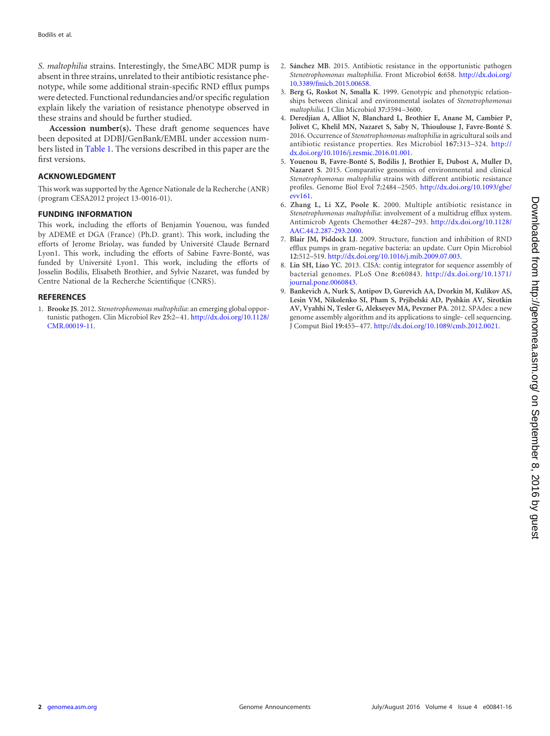*S. maltophilia* strains. Interestingly, the SmeABC MDR pump is absent in three strains, unrelated to their antibiotic resistance phenotype, while some additional strain-specific RND efflux pumps were detected. Functional redundancies and/or specific regulation explain likely the variation of resistance phenotype observed in these strains and should be further studied.

**Accession number(s).** These draft genome sequences have been deposited at DDBJ/GenBank/EMBL under accession numbers listed in Table 1. The versions described in this paper are the first versions.

## ACKNOWLEDGMENT

This work was supported by the Agence Nationale de la Recherche (ANR) (program CESA2012 project 13-0016-01).

## FUNDING INFORMATION

This work, including the efforts of Benjamin Youenou, was funded by ADEME et DGA (France) (Ph.D. grant). This work, including the efforts of Jerome Briolay, was funded by Université Claude Bernard Lyon1. This work, including the efforts of Sabine Favre-Bonté, was funded by Université Lyon1. This work, including the efforts of Josselin Bodilis, Elisabeth Brothier, and Sylvie Nazaret, was funded by Centre National de la Recherche Scientifique (CNRS).

## REFERENCES

1. **Brooke JS.** 2012. *Stenotrophomonas maltophilia*: an emerging global opportunistic pathogen. Clin Microbiol Rev **25:**2–41. http://dx.doi.org/10.1128/CMR.00019-11.
2. **Sánchez MB.** 2015. Antibiotic resistance in the opportunistic pathogen *Stenotrophomonas maltophilia*. Front Microbiol **6:**658. http://dx.doi.org/10.3389/fmicb.2015.00658.
3. **Berg G, Roskot N, Smalla K.** 1999. Genotypic and phenotypic relationships between clinical and environmental isolates of *Stenotrophomonas maltophilia*. J Clin Microbiol **37:**3594–3600.
4. **Deredjian A, Alliot N, Blanchard L, Brothier E, Anane M, Cambier P, Jolivet C, Khelil MN, Nazaret S, Saby N, Thioulouse J, Favre-Bonté S.** 2016. Occurrence of *Stenotrophomonas maltophilia* in agricultural soils and antibiotic resistance properties. Res Microbiol **167:**313–324. http://dx.doi.org/10.1016/j.resmic.2016.01.001.
5. **Youenou B, Favre-Bonté S, Bodilis J, Brothier E, Dubost A, Muller D, Nazaret S.** 2015. Comparative genomics of environmental and clinical *Stenotrophomonas maltophilia* strains with different antibiotic resistance profiles. Genome Biol Evol **7:**2484–2505. http://dx.doi.org/10.1093/gbe/evv161.
6. **Zhang L, Li XZ, Poole K.** 2000. Multiple antibiotic resistance in *Stenotrophomonas maltophilia*: involvement of a multidrug efflux system. Antimicrob Agents Chemother **44:**287–293. http://dx.doi.org/10.1128/AAC.44.2.287-293.2000.
7. **Blair JM, Piddock LJ.** 2009. Structure, function and inhibition of RND efflux pumps in gram-negative bacteria: an update. Curr Opin Microbiol **12:**512–519. http://dx.doi.org/10.1016/j.mib.2009.07.003.
8. **Lin SH, Liao YC.** 2013. CISA: contig integrator for sequence assembly of bacterial genomes. PLoS One **8:**e60843. http://dx.doi.org/10.1371/journal.pone.0060843.
9. **Bankevich A, Nurk S, Antipov D, Gurevich AA, Dvorkin M, Kulikov AS, Lesin VM, Nikolenko SI, Pham S, Prjibelski AD, Pyshkin AV, Sirotkin AV, Vyahhi N, Tesler G, Alekseyev MA, Pevzner PA.** 2012. SPAdes: a new genome assembly algorithm and its applications to single- cell sequencing. J Comput Biol **19:**455–477. http://dx.doi.org/10.1089/cmb.2012.0021.